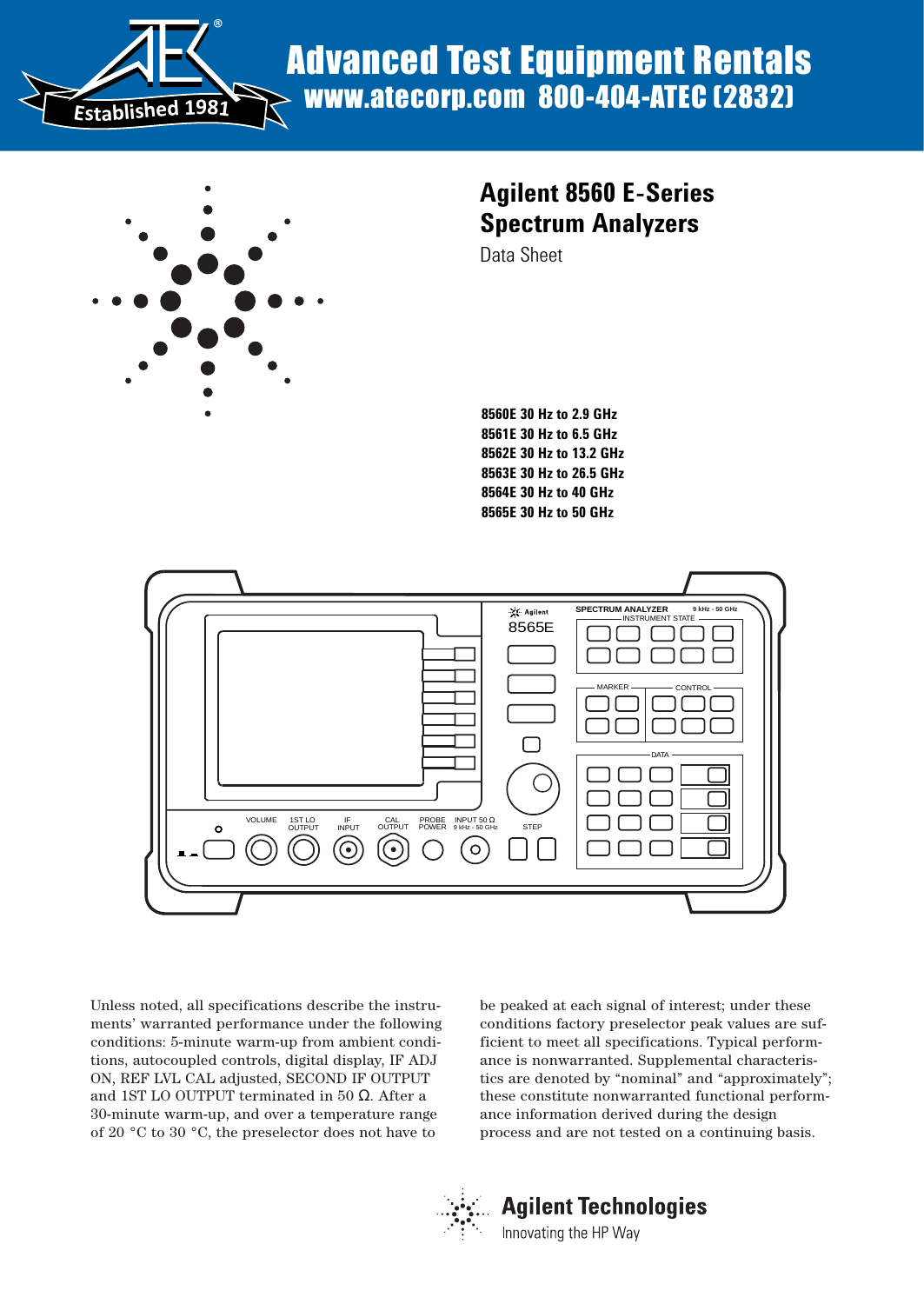Advanced Test Equipment Rentals
www.atecorp.com 800-404-ATEC (2832)

Established 1981

# Agilent 8560 E-Series Spectrum Analyzers

Data Sheet

**8560E 30 Hz to 2.9 GHz**
**8561E 30 Hz to 6.5 GHz**
**8562E 30 Hz to 13.2 GHz**
**8563E 30 Hz to 26.5 GHz**
**8564E 30 Hz to 40 GHz**
**8565E 30 Hz to 50 GHz**

Unless noted, all specifications describe the instruments' warranted performance under the following conditions: 5-minute warm-up from ambient conditions, autocoupled controls, digital display, IF ADJ ON, REF LVL CAL adjusted, SECOND IF OUTPUT and 1ST LO OUTPUT terminated in 50 Ω. After a 30-minute warm-up, and over a temperature range of 20 °C to 30 °C, the preselector does not have to be peaked at each signal of interest; under these conditions factory preselector peak values are sufficient to meet all specifications. Typical performance is nonwarranted. Supplemental characteristics are denoted by "nominal" and "approximately"; these constitute nonwarranted functional performance information derived during the design process and are not tested on a continuing basis.

**Agilent Technologies**
Innovating the HP Way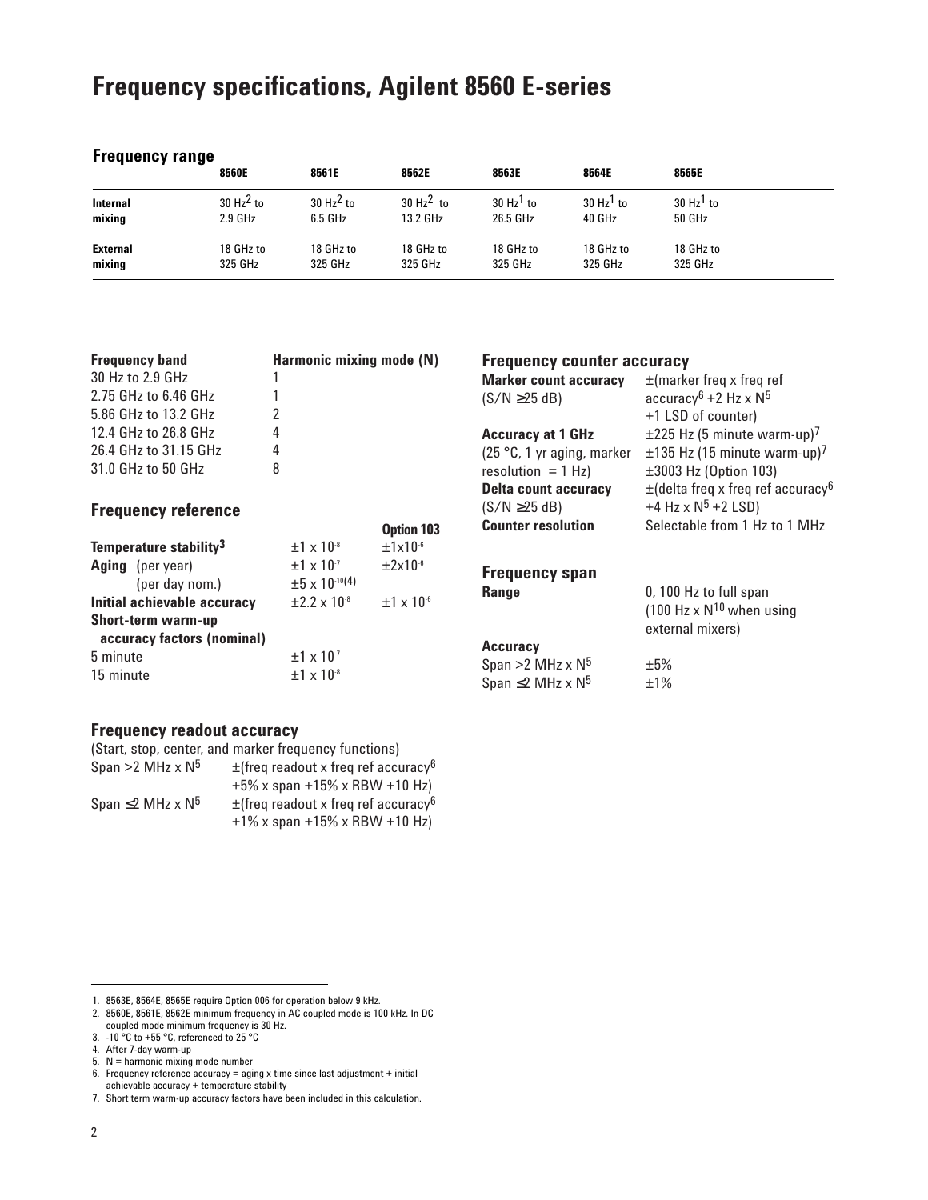# Frequency specifications, Agilent 8560 E-series

## Frequency range

| | 8560E | 8561E | 8562E | 8563E | 8564E | 8565E |
|---|---|---|---|---|---|---|
| **Internal mixing** | 30 Hz[2] to 2.9 GHz | 30 Hz[2] to 6.5 GHz | 30 Hz[2] to 13.2 GHz | 30 Hz[1] to 26.5 GHz | 30 Hz[1] to 40 GHz | 30 Hz[1] to 50 GHz |
| **External mixing** | 18 GHz to 325 GHz | 18 GHz to 325 GHz | 18 GHz to 325 GHz | 18 GHz to 325 GHz | 18 GHz to 325 GHz | 18 GHz to 325 GHz |

| **Frequency band** | **Harmonic mixing mode (N)** |
|---|---|
| 30 Hz to 2.9 GHz | 1 |
| 2.75 GHz to 6.46 GHz | 1 |
| 5.86 GHz to 13.2 GHz | 2 |
| 12.4 GHz to 26.8 GHz | 4 |
| 26.4 GHz to 31.15 GHz | 4 |
| 31.0 GHz to 50 GHz | 8 |

## Frequency reference

| | | **Option 103** |
|---|---|---|
| **Temperature stability**[3] | $\pm 1 \times 10^{-8}$ | $\pm 1 \times 10^{-6}$ |
| **Aging** (per year) | $\pm 1 \times 10^{-7}$ | $\pm 2 \times 10^{-6}$ |
| (per day nom.) | $\pm 5 \times 10^{-10}$[4] | |
| **Initial achievable accuracy** | $\pm 2.2 \times 10^{-8}$ | $\pm 1 \times 10^{-6}$ |
| **Short-term warm-up accuracy factors (nominal)** | | |
| 5 minute | $\pm 1 \times 10^{-7}$ | |
| 15 minute | $\pm 1 \times 10^{-8}$ | |

## Frequency readout accuracy

(Start, stop, center, and marker frequency functions)

| | |
|---|---|
| Span >2 MHz x $N^5$ | ±(freq readout x freq ref accuracy[6] +5% x span +15% x RBW +10 Hz) |
| Span ≤2 MHz x $N^5$ | ±(freq readout x freq ref accuracy[6] +1% x span +15% x RBW +10 Hz) |

## Frequency counter accuracy

| | |
|---|---|
| **Marker count accuracy** (S/N ≥25 dB) | ±(marker freq x freq ref accuracy[6] +2 Hz x $N^5$ +1 LSD of counter) |
| **Accuracy at 1 GHz** (25 °C, 1 yr aging, marker resolution = 1 Hz) | ±225 Hz (5 minute warm-up)[7] <br> ±135 Hz (15 minute warm-up)[7] <br> ±3003 Hz (Option 103) |
| **Delta count accuracy** (S/N ≥25 dB) | ±(delta freq x freq ref accuracy[6] +4 Hz x $N^5$ +2 LSD) |
| **Counter resolution** | Selectable from 1 Hz to 1 MHz |

## Frequency span

| | |
|---|---|
| **Range** | 0, 100 Hz to full span (100 Hz x $N^{10}$ when using external mixers) |
| **Accuracy** | |
| Span >2 MHz x $N^5$ | ±5% |
| Span ≤2 MHz x $N^5$ | ±1% |

1. 8563E, 8564E, 8565E require Option 006 for operation below 9 kHz.
2. 8560E, 8561E, 8562E minimum frequency in AC coupled mode is 100 kHz. In DC coupled mode minimum frequency is 30 Hz.
3. -10 °C to +55 °C, referenced to 25 °C
4. After 7-day warm-up
5. N = harmonic mixing mode number
6. Frequency reference accuracy = aging x time since last adjustment + initial achievable accuracy + temperature stability
7. Short term warm-up accuracy factors have been included in this calculation.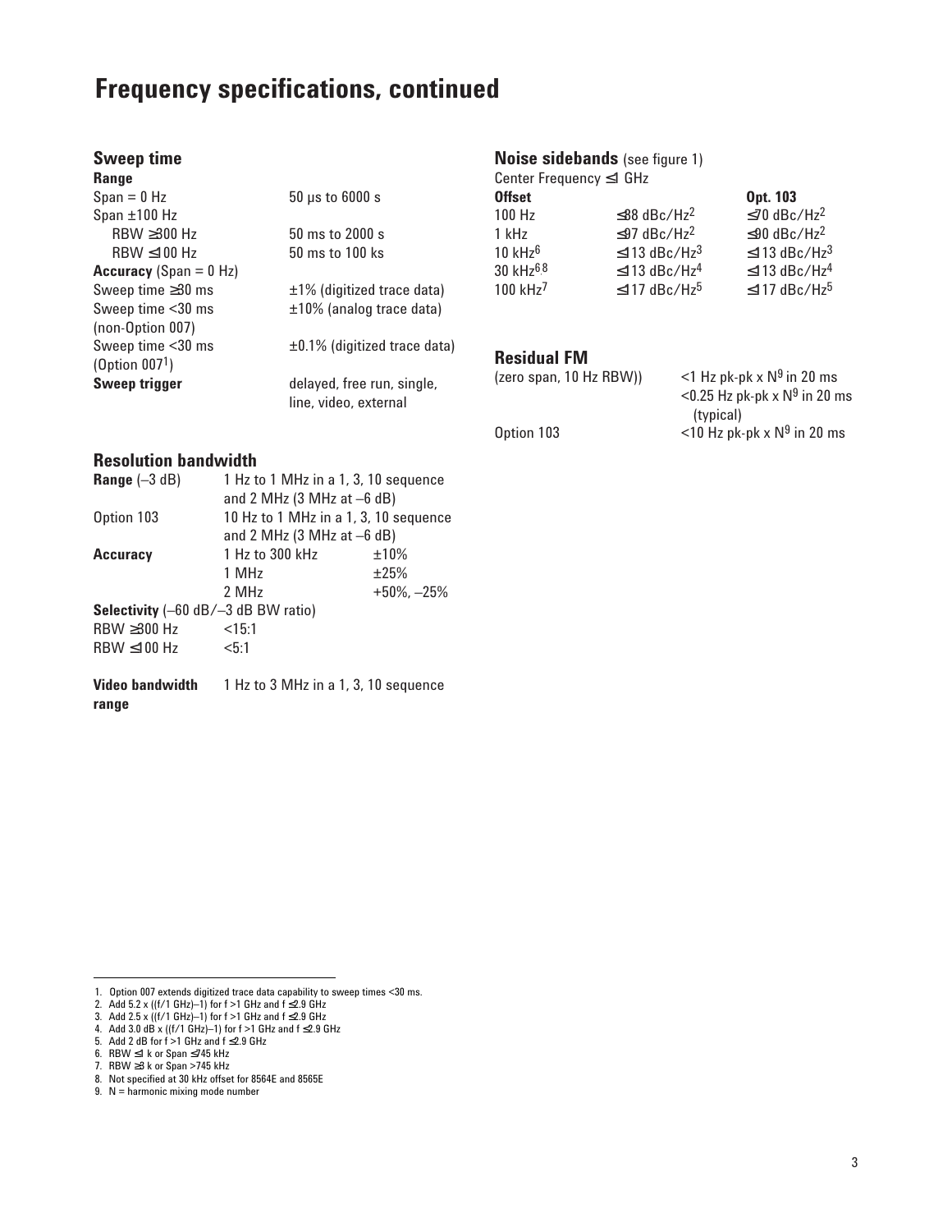# Frequency specifications, continued

## Sweep time

**Range**

| | |
|---|---|
| Span = 0 Hz | 50 µs to 6000 s |
| Span ±100 Hz | |
| RBW ≥300 Hz | 50 ms to 2000 s |
| RBW ≤100 Hz | 50 ms to 100 ks |
| **Accuracy** (Span = 0 Hz) | |
| Sweep time ≥30 ms | ±1% (digitized trace data) |
| Sweep time <30 ms (non-Option 007) | ±10% (analog trace data) |
| Sweep time <30 ms (Option 007[1]) | ±0.1% (digitized trace data) |
| **Sweep trigger** | delayed, free run, single, line, video, external |

## Resolution bandwidth

| | | |
|---|---|---|
| **Range** (–3 dB) | 1 Hz to 1 MHz in a 1, 3, 10 sequence and 2 MHz (3 MHz at –6 dB) | |
| Option 103 | 10 Hz to 1 MHz in a 1, 3, 10 sequence and 2 MHz (3 MHz at –6 dB) | |
| **Accuracy** | 1 Hz to 300 kHz | ±10% |
| | 1 MHz | ±25% |
| | 2 MHz | +50%, –25% |
| **Selectivity** (–60 dB/–3 dB BW ratio) | | |
| RBW ≥300 Hz | <15:1 | |
| RBW ≤100 Hz | <5:1 | |

**Video bandwidth range** 1 Hz to 3 MHz in a 1, 3, 10 sequence

## Noise sidebands (see figure 1)

Center Frequency ≤1 GHz

| Offset | | Opt. 103 |
|---|---|---|
| 100 Hz | ≤88 dBc/Hz[2] | ≤70 dBc/Hz[2] |
| 1 kHz | ≤97 dBc/Hz[2] | ≤90 dBc/Hz[2] |
| 10 kHz[6] | ≤113 dBc/Hz[3] | ≤113 dBc/Hz[3] |
| 30 kHz[6,8] | ≤113 dBc/Hz[4] | ≤113 dBc/Hz[4] |
| 100 kHz[7] | ≤117 dBc/Hz[5] | ≤117 dBc/Hz[5] |

## Residual FM

| | |
|---|---|
| (zero span, 10 Hz RBW)) | <1 Hz pk-pk x N[9] in 20 ms<br><0.25 Hz pk-pk x N[9] in 20 ms (typical) |
| Option 103 | <10 Hz pk-pk x N[9] in 20 ms |

---

1. Option 007 extends digitized trace data capability to sweep times <30 ms.
2. Add 5.2 x ((f/1 GHz)–1) for f >1 GHz and f ≤2.9 GHz
3. Add 2.5 x ((f/1 GHz)–1) for f >1 GHz and f ≤2.9 GHz
4. Add 3.0 dB x ((f/1 GHz)–1) for f >1 GHz and f ≤2.9 GHz
5. Add 2 dB for f >1 GHz and f ≤2.9 GHz
6. RBW ≤1 k or Span ≤745 kHz
7. RBW ≥3 k or Span >745 kHz
8. Not specified at 30 kHz offset for 8564E and 8565E
9. N = harmonic mixing mode number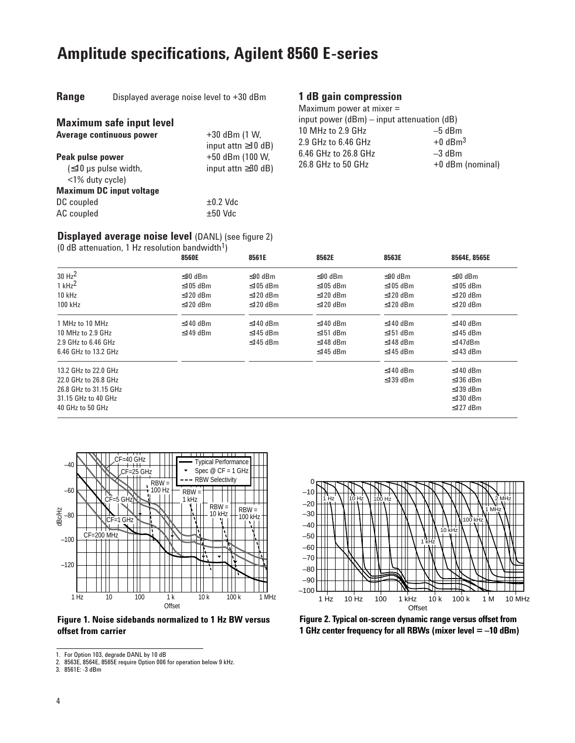# Amplitude specifications, Agilent 8560 E-series

**Range** Displayed average noise level to +30 dBm

## Maximum safe input level

| | |
|---|---|
| **Average continuous power** | +30 dBm (1 W, input attn ≥10 dB) |
| **Peak pulse power** (≤10 µs pulse width, <1% duty cycle) | +50 dBm (100 W, input attn ≥30 dB) |
| **Maximum DC input voltage** | |
| DC coupled | ±0.2 Vdc |
| AC coupled | ±50 Vdc |

## 1 dB gain compression

Maximum power at mixer = input power (dBm) – input attenuation (dB)

| | |
|---|---|
| 10 MHz to 2.9 GHz | –5 dBm |
| 2.9 GHz to 6.46 GHz | +0 dBm[3] |
| 6.46 GHz to 26.8 GHz | –3 dBm |
| 26.8 GHz to 50 GHz | +0 dBm (nominal) |

## Displayed average noise level (DANL) (see figure 2)

(0 dB attenuation, 1 Hz resolution bandwidth[1])

| | 8560E | 8561E | 8562E | 8563E | 8564E, 8565E |
|---|---|---|---|---|---|
| 30 Hz[2] | ≤90 dBm | ≤90 dBm | ≤90 dBm | ≤90 dBm | ≤90 dBm |
| 1 kHz[2] | ≤105 dBm | ≤105 dBm | ≤105 dBm | ≤105 dBm | ≤105 dBm |
| 10 kHz | ≤120 dBm | ≤120 dBm | ≤120 dBm | ≤120 dBm | ≤120 dBm |
| 100 kHz | ≤120 dBm | ≤120 dBm | ≤120 dBm | ≤120 dBm | ≤120 dBm |
| 1 MHz to 10 MHz | ≤140 dBm | ≤140 dBm | ≤140 dBm | ≤140 dBm | ≤140 dBm |
| 10 MHz to 2.9 GHz | ≤149 dBm | ≤145 dBm | ≤151 dBm | ≤151 dBm | ≤145 dBm |
| 2.9 GHz to 6.46 GHz | | ≤145 dBm | ≤148 dBm | ≤148 dBm | ≤147dBm |
| 6.46 GHz to 13.2 GHz | | | ≤145 dBm | ≤145 dBm | ≤143 dBm |
| 13.2 GHz to 22.0 GHz | | | | ≤140 dBm | ≤140 dBm |
| 22.0 GHz to 26.8 GHz | | | | ≤139 dBm | ≤136 dBm |
| 26.8 GHz to 31.15 GHz | | | | | ≤139 dBm |
| 31.15 GHz to 40 GHz | | | | | ≤130 dBm |
| 40 GHz to 50 GHz | | | | | ≤127 dBm |

**Figure 1. Noise sidebands normalized to 1 Hz BW versus offset from carrier**

**Figure 2. Typical on-screen dynamic range versus offset from 1 GHz center frequency for all RBWs (mixer level = –10 dBm)**

1. For Option 103, degrade DANL by 10 dB
2. 8563E, 8564E, 8565E require Option 006 for operation below 9 kHz.
3. 8561E: -3 dBm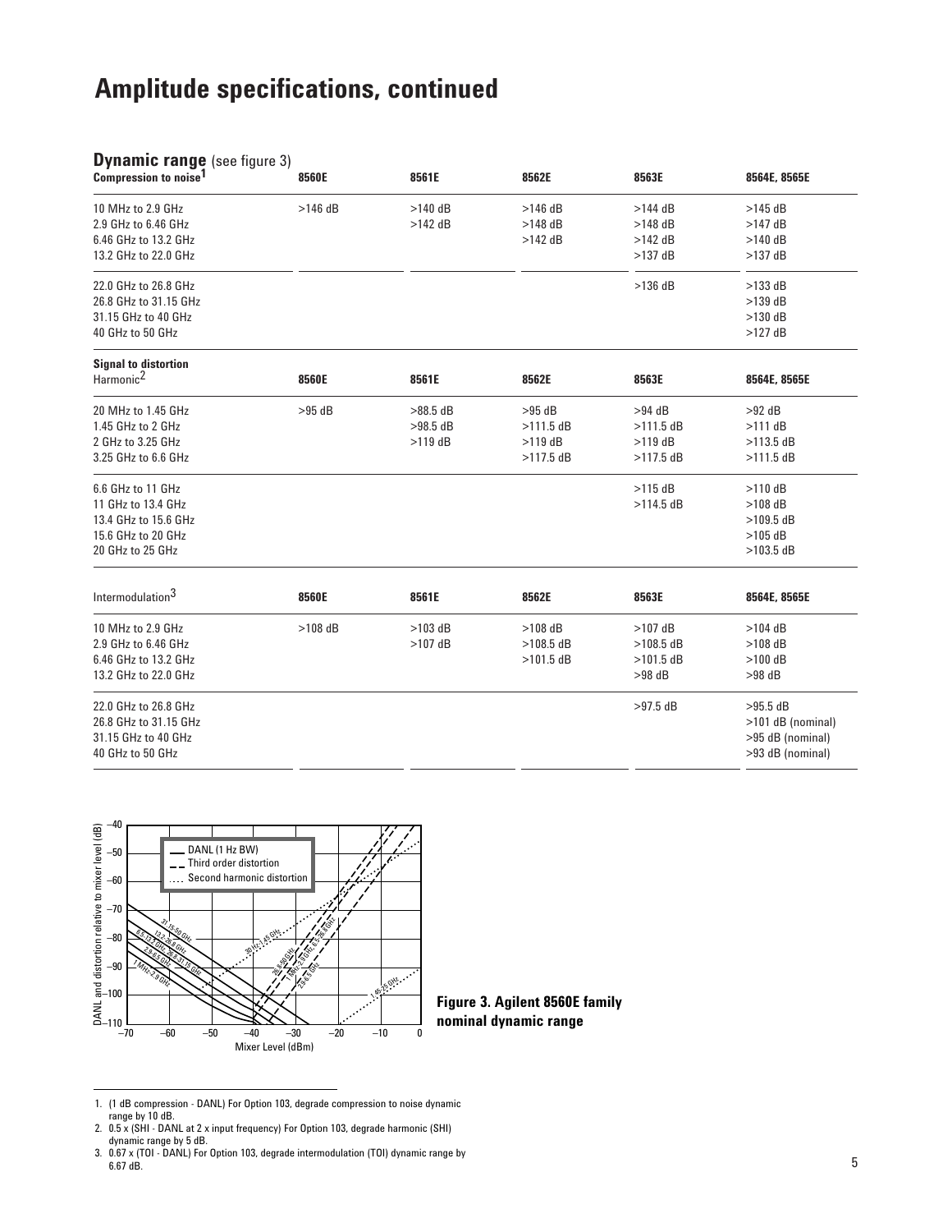# Amplitude specifications, continued

## Dynamic range (see figure 3)

| Compression to noise[1] | 8560E | 8561E | 8562E | 8563E | 8564E, 8565E |
|---|---|---|---|---|---|
| 10 MHz to 2.9 GHz | >146 dB | >140 dB | >146 dB | >144 dB | >145 dB |
| 2.9 GHz to 6.46 GHz | | >142 dB | >148 dB | >148 dB | >147 dB |
| 6.46 GHz to 13.2 GHz | | | >142 dB | >142 dB | >140 dB |
| 13.2 GHz to 22.0 GHz | | | | >137 dB | >137 dB |
| 22.0 GHz to 26.8 GHz | | | | >136 dB | >133 dB |
| 26.8 GHz to 31.15 GHz | | | | | >139 dB |
| 31.15 GHz to 40 GHz | | | | | >130 dB |
| 40 GHz to 50 GHz | | | | | >127 dB |

**Signal to distortion**

| Harmonic[2] | 8560E | 8561E | 8562E | 8563E | 8564E, 8565E |
|---|---|---|---|---|---|
| 20 MHz to 1.45 GHz | >95 dB | >88.5 dB | >95 dB | >94 dB | >92 dB |
| 1.45 GHz to 2 GHz | | >98.5 dB | >111.5 dB | >111.5 dB | >111 dB |
| 2 GHz to 3.25 GHz | | >119 dB | >119 dB | >119 dB | >113.5 dB |
| 3.25 GHz to 6.6 GHz | | | >117.5 dB | >117.5 dB | >111.5 dB |
| 6.6 GHz to 11 GHz | | | | >115 dB | >110 dB |
| 11 GHz to 13.4 GHz | | | | >114.5 dB | >108 dB |
| 13.4 GHz to 15.6 GHz | | | | | >109.5 dB |
| 15.6 GHz to 20 GHz | | | | | >105 dB |
| 20 GHz to 25 GHz | | | | | >103.5 dB |

| Intermodulation[3] | 8560E | 8561E | 8562E | 8563E | 8564E, 8565E |
|---|---|---|---|---|---|
| 10 MHz to 2.9 GHz | >108 dB | >103 dB | >108 dB | >107 dB | >104 dB |
| 2.9 GHz to 6.46 GHz | | >107 dB | >108.5 dB | >108.5 dB | >108 dB |
| 6.46 GHz to 13.2 GHz | | | >101.5 dB | >101.5 dB | >100 dB |
| 13.2 GHz to 22.0 GHz | | | | >98 dB | >98 dB |
| 22.0 GHz to 26.8 GHz | | | | >97.5 dB | >95.5 dB |
| 26.8 GHz to 31.15 GHz | | | | | >101 dB (nominal) |
| 31.15 GHz to 40 GHz | | | | | >95 dB (nominal) |
| 40 GHz to 50 GHz | | | | | >93 dB (nominal) |

**Figure 3. Agilent 8560E family nominal dynamic range**

1. (1 dB compression - DANL) For Option 103, degrade compression to noise dynamic range by 10 dB.
2. 0.5 x (SHI - DANL at 2 x input frequency) For Option 103, degrade harmonic (SHI) dynamic range by 5 dB.
3. 0.67 x (TOI - DANL) For Option 103, degrade intermodulation (TOI) dynamic range by 6.67 dB.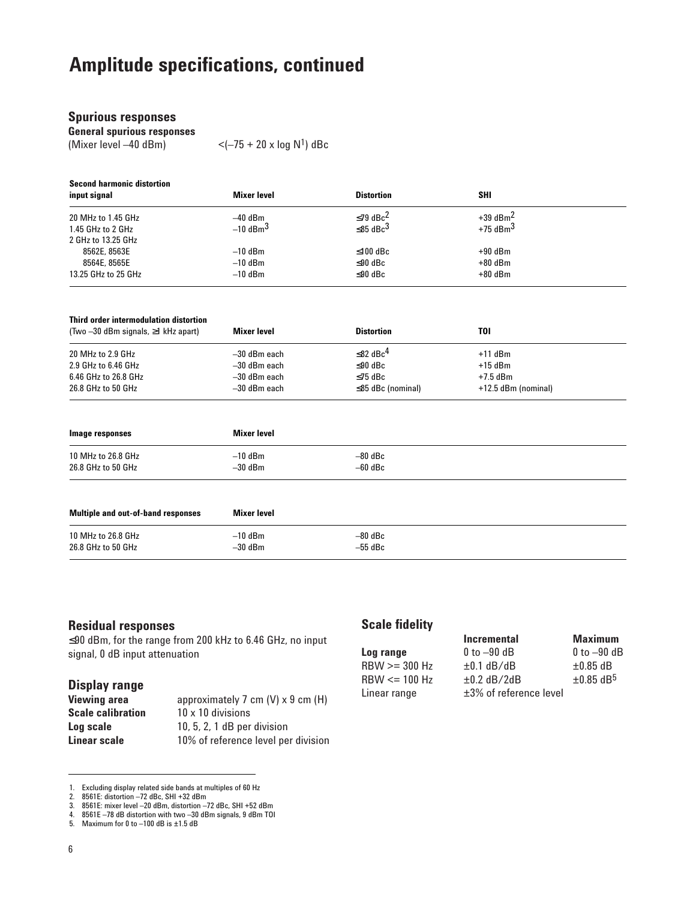# Amplitude specifications, continued

## Spurious responses

**General spurious responses**

(Mixer level –40 dBm) <(–75 + 20 x log N[1]) dBc

| Second harmonic distortion input signal | Mixer level | Distortion | SHI |
|---|---|---|---|
| 20 MHz to 1.45 GHz | –40 dBm | ≤–79 dBc[2] | +39 dBm[2] |
| 1.45 GHz to 2 GHz | –10 dBm[3] | ≤–85 dBc[3] | +75 dBm[3] |
| 2 GHz to 13.25 GHz | | | |
| 8562E, 8563E | –10 dBm | ≤–100 dBc | +90 dBm |
| 8564E, 8565E | –10 dBm | ≤–90 dBc | +80 dBm |
| 13.25 GHz to 25 GHz | –10 dBm | ≤–90 dBc | +80 dBm |

| Third order intermodulation distortion (Two –30 dBm signals, ≥1 kHz apart) | Mixer level | Distortion | TOI |
|---|---|---|---|
| 20 MHz to 2.9 GHz | –30 dBm each | ≤–82 dBc[4] | +11 dBm |
| 2.9 GHz to 6.46 GHz | –30 dBm each | ≤–90 dBc | +15 dBm |
| 6.46 GHz to 26.8 GHz | –30 dBm each | ≤–75 dBc | +7.5 dBm |
| 26.8 GHz to 50 GHz | –30 dBm each | ≤–85 dBc (nominal) | +12.5 dBm (nominal) |

| Image responses | Mixer level | |
|---|---|---|
| 10 MHz to 26.8 GHz | –10 dBm | –80 dBc |
| 26.8 GHz to 50 GHz | –30 dBm | –60 dBc |

| Multiple and out-of-band responses | Mixer level | |
|---|---|---|
| 10 MHz to 26.8 GHz | –10 dBm | –80 dBc |
| 26.8 GHz to 50 GHz | –30 dBm | –55 dBc |

## Residual responses

≤–90 dBm, for the range from 200 kHz to 6.46 GHz, no input signal, 0 dB input attenuation

## Display range

| | |
|---|---|
| **Viewing area** | approximately 7 cm (V) x 9 cm (H) |
| **Scale calibration** | 10 x 10 divisions |
| **Log scale** | 10, 5, 2, 1 dB per division |
| **Linear scale** | 10% of reference level per division |

## Scale fidelity

| | **Incremental** | **Maximum** |
|---|---|---|
| **Log range** | 0 to –90 dB | 0 to –90 dB |
| RBW >= 300 Hz | ±0.1 dB/dB | ±0.85 dB |
| RBW <= 100 Hz | ±0.2 dB/2dB | ±0.85 dB[5] |
| Linear range | ±3% of reference level | |

1. Excluding display related side bands at multiples of 60 Hz
2. 8561E: distortion –72 dBc, SHI +32 dBm
3. 8561E: mixer level –20 dBm, distortion –72 dBc, SHI +52 dBm
4. 8561E –78 dB distortion with two –30 dBm signals, 9 dBm TOI
5. Maximum for 0 to –100 dB is ±1.5 dB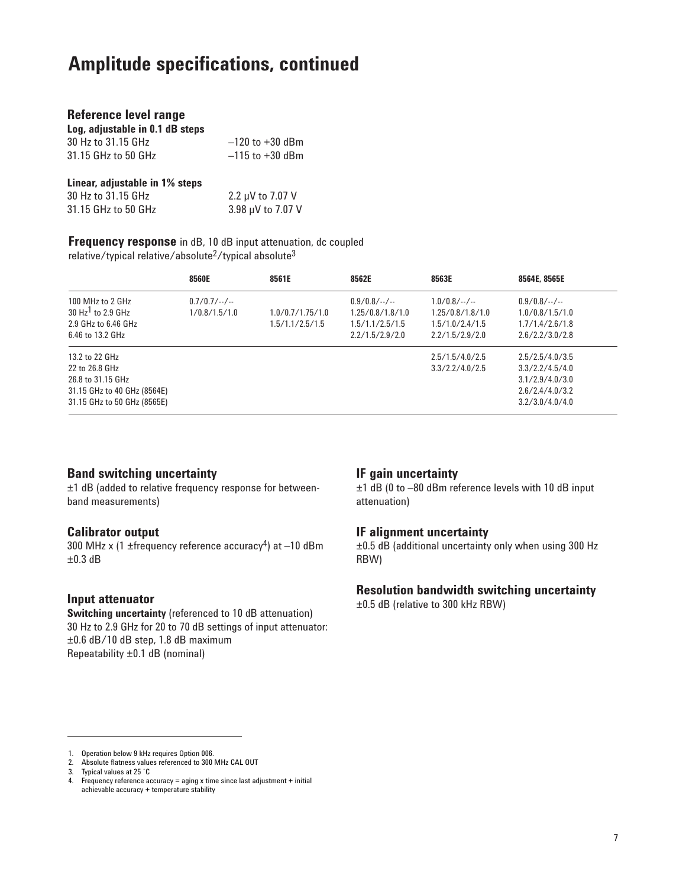# Amplitude specifications, continued

## Reference level range

**Log, adjustable in 0.1 dB steps**

| | |
|---|---|
| 30 Hz to 31.15 GHz | –120 to +30 dBm |
| 31.15 GHz to 50 GHz | –115 to +30 dBm |

**Linear, adjustable in 1% steps**

| | |
|---|---|
| 30 Hz to 31.15 GHz | 2.2 μV to 7.07 V |
| 31.15 GHz to 50 GHz | 3.98 μV to 7.07 V |

**Frequency response** in dB, 10 dB input attenuation, dc coupled
relative/typical relative/absolute[2]/typical absolute[3]

| | 8560E | 8561E | 8562E | 8563E | 8564E, 8565E |
|---|---|---|---|---|---|
| 100 MHz to 2 GHz | 0.7/0.7/--/-- | | 0.9/0.8/--/-- | 1.0/0.8/--/-- | 0.9/0.8/--/-- |
| 30 Hz[1] to 2.9 GHz | 1/0.8/1.5/1.0 | 1.0/0.7/1.75/1.0 | 1.25/0.8/1.8/1.0 | 1.25/0.8/1.8/1.0 | 1.0/0.8/1.5/1.0 |
| 2.9 GHz to 6.46 GHz | | 1.5/1.1/2.5/1.5 | 1.5/1.1/2.5/1.5 | 1.5/1.0/2.4/1.5 | 1.7/1.4/2.6/1.8 |
| 6.46 to 13.2 GHz | | | 2.2/1.5/2.9/2.0 | 2.2/1.5/2.9/2.0 | 2.6/2.2/3.0/2.8 |
| 13.2 to 22 GHz | | | | 2.5/1.5/4.0/2.5 | 2.5/2.5/4.0/3.5 |
| 22 to 26.8 GHz | | | | 3.3/2.2/4.0/2.5 | 3.3/2.2/4.5/4.0 |
| 26.8 to 31.15 GHz | | | | | 3.1/2.9/4.0/3.0 |
| 31.15 GHz to 40 GHz (8564E) | | | | | 2.6/2.4/4.0/3.2 |
| 31.15 GHz to 50 GHz (8565E) | | | | | 3.2/3.0/4.0/4.0 |

## Band switching uncertainty

±1 dB (added to relative frequency response for between-band measurements)

## Calibrator output

300 MHz x (1 ±frequency reference accuracy[4]) at –10 dBm ±0.3 dB

## Input attenuator

**Switching uncertainty** (referenced to 10 dB attenuation)
30 Hz to 2.9 GHz for 20 to 70 dB settings of input attenuator:
±0.6 dB/10 dB step, 1.8 dB maximum
Repeatability ±0.1 dB (nominal)

## IF gain uncertainty

±1 dB (0 to –80 dBm reference levels with 10 dB input attenuation)

## IF alignment uncertainty

±0.5 dB (additional uncertainty only when using 300 Hz RBW)

## Resolution bandwidth switching uncertainty

±0.5 dB (relative to 300 kHz RBW)

---

1. Operation below 9 kHz requires Option 006.
2. Absolute flatness values referenced to 300 MHz CAL OUT
3. Typical values at 25 °C
4. Frequency reference accuracy = aging x time since last adjustment + initial achievable accuracy + temperature stability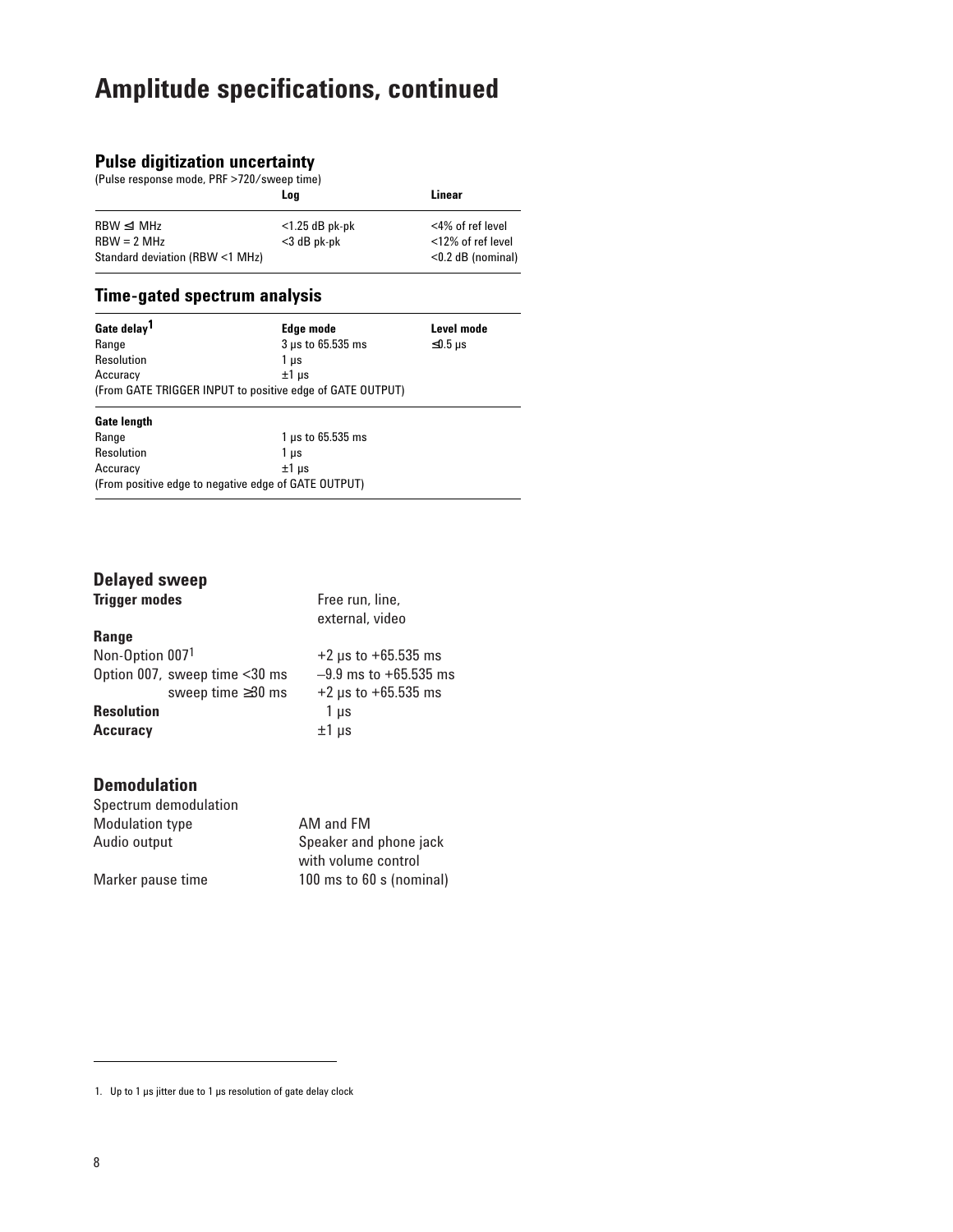# Amplitude specifications, continued

## Pulse digitization uncertainty

(Pulse response mode, PRF >720/sweep time)

| | Log | Linear |
|---|---|---|
| RBW ≤1 MHz | <1.25 dB pk-pk | <4% of ref level |
| RBW = 2 MHz | <3 dB pk-pk | <12% of ref level |
| Standard deviation (RBW <1 MHz) | | <0.2 dB (nominal) |

## Time-gated spectrum analysis

| Gate delay[1] | Edge mode | Level mode |
|---|---|---|
| Range | 3 µs to 65.535 ms | ≤0.5 µs |
| Resolution | 1 µs | |
| Accuracy | ±1 µs | |
| (From GATE TRIGGER INPUT to positive edge of GATE OUTPUT) | | |

| Gate length | |
|---|---|
| Range | 1 µs to 65.535 ms |
| Resolution | 1 µs |
| Accuracy | ±1 µs |
| (From positive edge to negative edge of GATE OUTPUT) | |

## Delayed sweep

**Trigger modes** — Free run, line, external, video

**Range**

| | |
|---|---|
| Non-Option 007[1] | +2 µs to +65.535 ms |
| Option 007, sweep time <30 ms | –9.9 ms to +65.535 ms |
| sweep time ≥30 ms | +2 µs to +65.535 ms |

**Resolution** — 1 µs

**Accuracy** — ±1 µs

## Demodulation

Spectrum demodulation

| | |
|---|---|
| Modulation type | AM and FM |
| Audio output | Speaker and phone jack with volume control |
| Marker pause time | 100 ms to 60 s (nominal) |

1. Up to 1 µs jitter due to 1 µs resolution of gate delay clock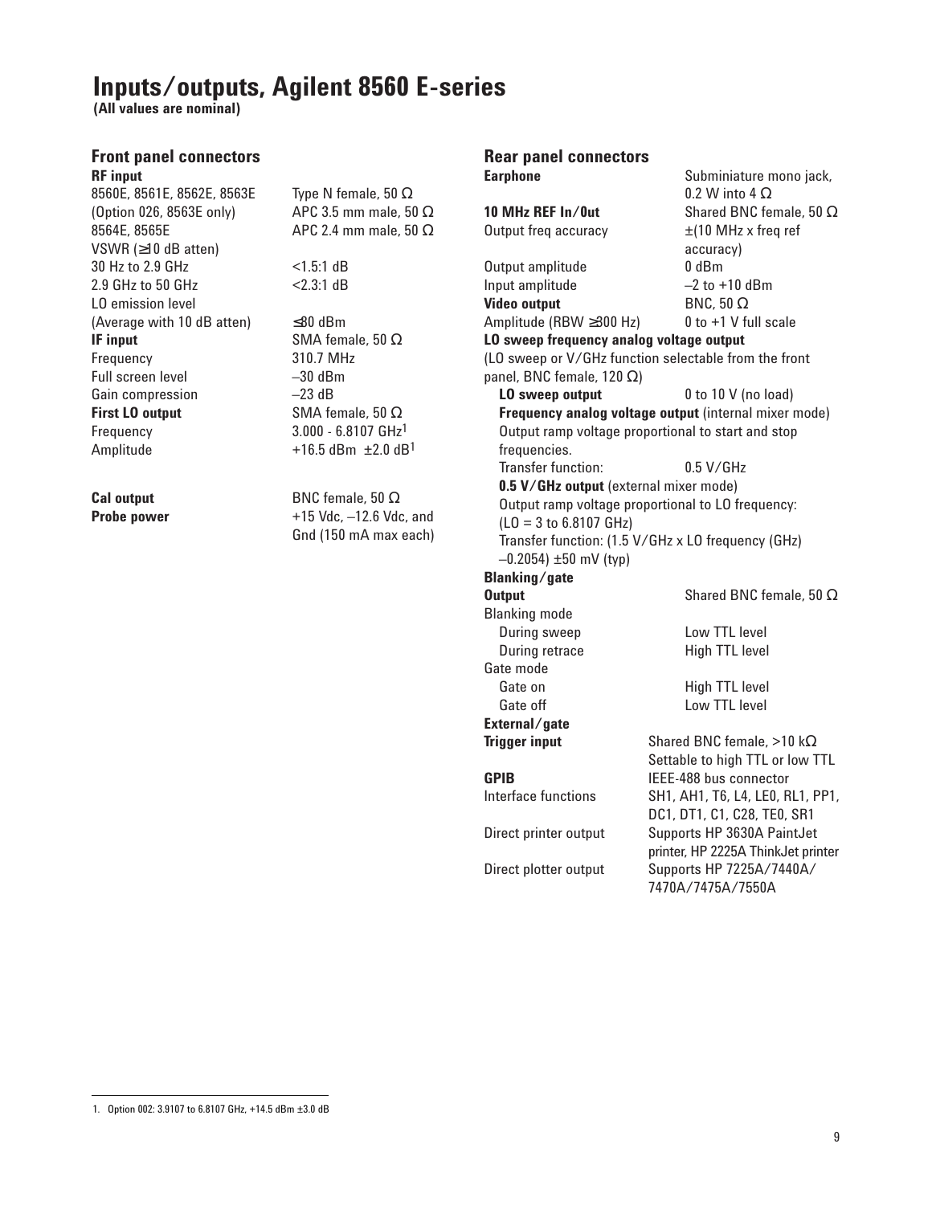# Inputs/outputs, Agilent 8560 E-series

**(All values are nominal)**

## Front panel connectors

| | |
|---|---|
| **RF input** | |
| 8560E, 8561E, 8562E, 8563E | Type N female, 50 Ω |
| (Option 026, 8563E only) | APC 3.5 mm male, 50 Ω |
| 8564E, 8565E | APC 2.4 mm male, 50 Ω |
| VSWR (≥10 dB atten) | |
| 30 Hz to 2.9 GHz | <1.5:1 dB |
| 2.9 GHz to 50 GHz | <2.3:1 dB |
| LO emission level | |
| (Average with 10 dB atten) | ≤80 dBm |
| **IF input** | SMA female, 50 Ω |
| Frequency | 310.7 MHz |
| Full screen level | –30 dBm |
| Gain compression | –23 dB |
| **First LO output** | SMA female, 50 Ω |
| Frequency | 3.000 - 6.8107 GHz[1] |
| Amplitude | +16.5 dBm ±2.0 dB[1] |
| **Cal output** | BNC female, 50 Ω |
| **Probe power** | +15 Vdc, –12.6 Vdc, and Gnd (150 mA max each) |

## Rear panel connectors

| | |
|---|---|
| **Earphone** | Subminiature mono jack, 0.2 W into 4 Ω |
| **10 MHz REF In/Out** | Shared BNC female, 50 Ω |
| Output freq accuracy | ±(10 MHz x freq ref accuracy) |
| Output amplitude | 0 dBm |
| Input amplitude | –2 to +10 dBm |
| **Video output** | BNC, 50 Ω |
| Amplitude (RBW ≥300 Hz) | 0 to +1 V full scale |

**LO sweep frequency analog voltage output**

(LO sweep or V/GHz function selectable from the front panel, BNC female, 120 Ω)

- **LO sweep output** — 0 to 10 V (no load)
- **Frequency analog voltage output** (internal mixer mode)
  Output ramp voltage proportional to start and stop frequencies.
  Transfer function: 0.5 V/GHz
- **0.5 V/GHz output** (external mixer mode)
  Output ramp voltage proportional to LO frequency: (LO = 3 to 6.8107 GHz)
  Transfer function: (1.5 V/GHz x LO frequency (GHz) –0.2054) ±50 mV (typ)

| | |
|---|---|
| **Blanking/gate Output** | Shared BNC female, 50 Ω |
| Blanking mode | |
| During sweep | Low TTL level |
| During retrace | High TTL level |
| Gate mode | |
| Gate on | High TTL level |
| Gate off | Low TTL level |
| **External/gate Trigger input** | Shared BNC female, >10 kΩ Settable to high TTL or low TTL |
| **GPIB** | IEEE-488 bus connector |
| Interface functions | SH1, AH1, T6, L4, LE0, RL1, PP1, DC1, DT1, C1, C28, TE0, SR1 |
| Direct printer output | Supports HP 3630A PaintJet printer, HP 2225A ThinkJet printer |
| Direct plotter output | Supports HP 7225A/7440A/7470A/7475A/7550A |

1. Option 002: 3.9107 to 6.8107 GHz, +14.5 dBm ±3.0 dB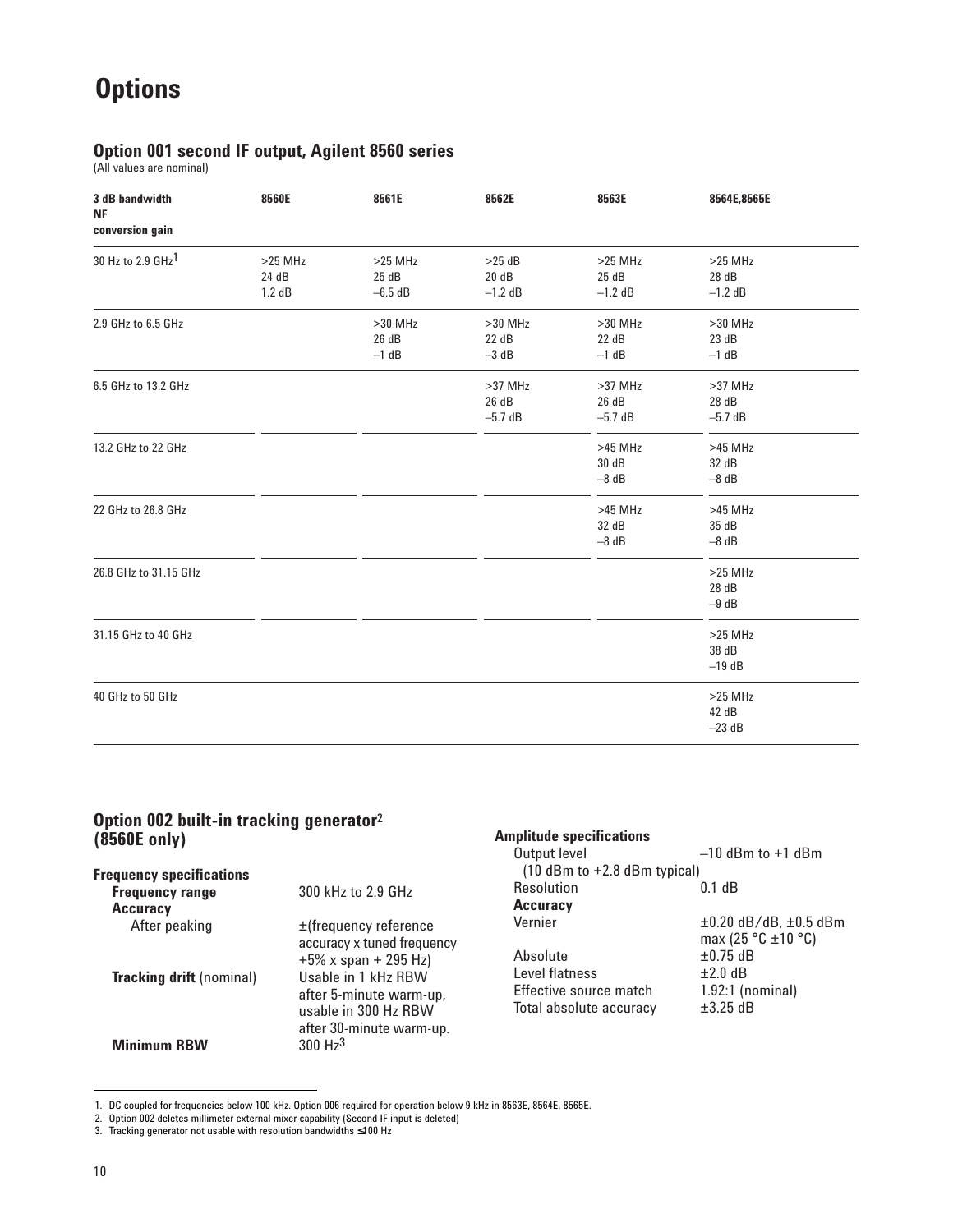# Options

## Option 001 second IF output, Agilent 8560 series

(All values are nominal)

| 3 dB bandwidth<br>NF<br>conversion gain | 8560E | 8561E | 8562E | 8563E | 8564E,8565E |
|---|---|---|---|---|---|
| 30 Hz to 2.9 GHz[1] | >25 MHz<br>24 dB<br>1.2 dB | >25 MHz<br>25 dB<br>–6.5 dB | >25 dB<br>20 dB<br>–1.2 dB | >25 MHz<br>25 dB<br>–1.2 dB | >25 MHz<br>28 dB<br>–1.2 dB |
| 2.9 GHz to 6.5 GHz | | >30 MHz<br>26 dB<br>–1 dB | >30 MHz<br>22 dB<br>–3 dB | >30 MHz<br>22 dB<br>–1 dB | >30 MHz<br>23 dB<br>–1 dB |
| 6.5 GHz to 13.2 GHz | | | >37 MHz<br>26 dB<br>–5.7 dB | >37 MHz<br>26 dB<br>–5.7 dB | >37 MHz<br>28 dB<br>–5.7 dB |
| 13.2 GHz to 22 GHz | | | | >45 MHz<br>30 dB<br>–8 dB | >45 MHz<br>32 dB<br>–8 dB |
| 22 GHz to 26.8 GHz | | | | >45 MHz<br>32 dB<br>–8 dB | >45 MHz<br>35 dB<br>–8 dB |
| 26.8 GHz to 31.15 GHz | | | | | >25 MHz<br>28 dB<br>–9 dB |
| 31.15 GHz to 40 GHz | | | | | >25 MHz<br>38 dB<br>–19 dB |
| 40 GHz to 50 GHz | | | | | >25 MHz<br>42 dB<br>–23 dB |

## Option 002 built-in tracking generator[2] (8560E only)

**Frequency specifications**

| | |
|---|---|
| **Frequency range** | 300 kHz to 2.9 GHz |
| **Accuracy** | |
| After peaking | ±(frequency reference accuracy x tuned frequency +5% x span + 295 Hz) |
| **Tracking drift** (nominal) | Usable in 1 kHz RBW after 5-minute warm-up, usable in 300 Hz RBW after 30-minute warm-up. |
| **Minimum RBW** | 300 Hz[3] |

**Amplitude specifications**

| | |
|---|---|
| Output level | –10 dBm to +1 dBm |
| (10 dBm to +2.8 dBm typical) | |
| Resolution | 0.1 dB |
| **Accuracy** | |
| Vernier | ±0.20 dB/dB, ±0.5 dBm max (25 °C ±10 °C) |
| Absolute | ±0.75 dB |
| Level flatness | ±2.0 dB |
| Effective source match | 1.92:1 (nominal) |
| Total absolute accuracy | ±3.25 dB |

1. DC coupled for frequencies below 100 kHz. Option 006 required for operation below 9 kHz in 8563E, 8564E, 8565E.
2. Option 002 deletes millimeter external mixer capability (Second IF input is deleted)
3. Tracking generator not usable with resolution bandwidths ≤100 Hz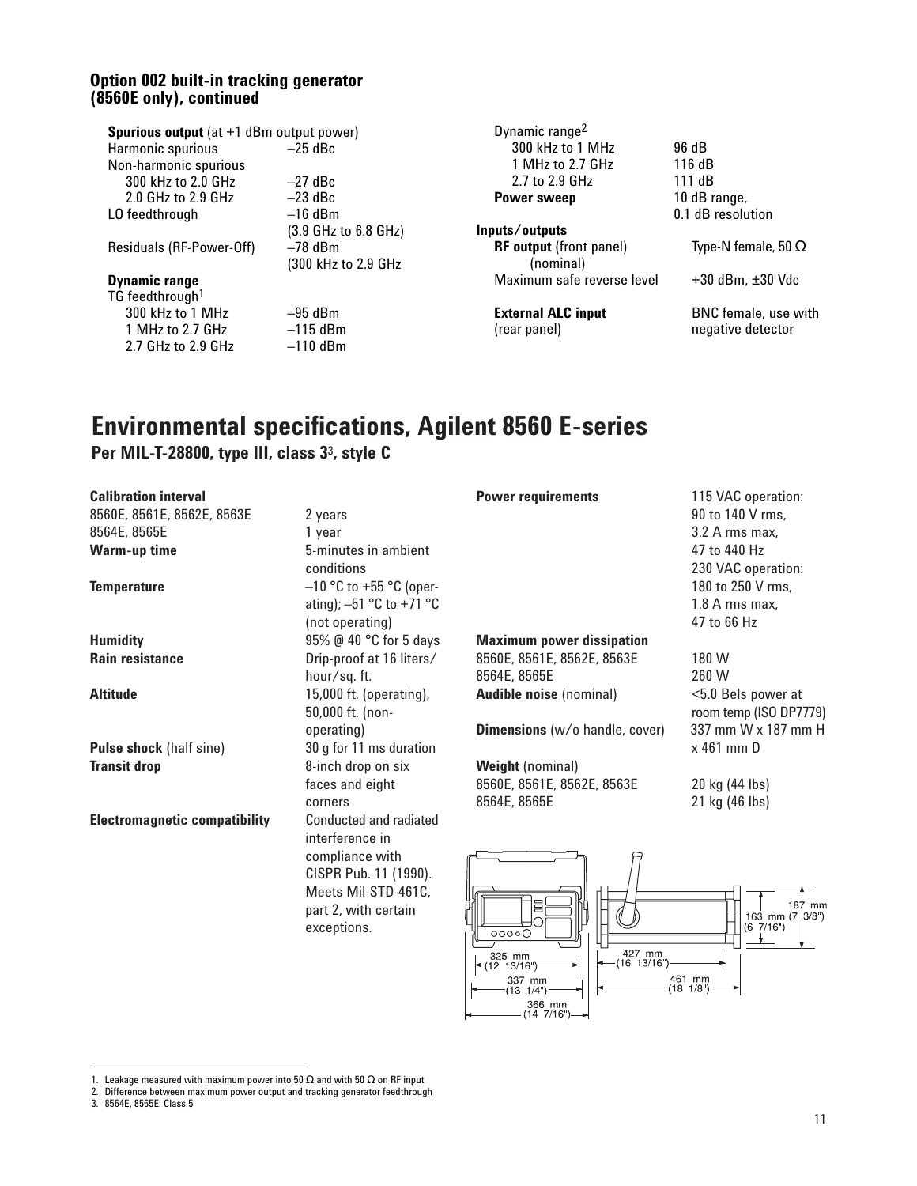### Option 002 built-in tracking generator (8560E only), continued

| | |
|---|---|
| **Spurious output** (at +1 dBm output power) | |
| Harmonic spurious | –25 dBc |
| Non-harmonic spurious | |
| 300 kHz to 2.0 GHz | –27 dBc |
| 2.0 GHz to 2.9 GHz | –23 dBc |
| LO feedthrough | –16 dBm (3.9 GHz to 6.8 GHz) |
| Residuals (RF-Power-Off) | –78 dBm (300 kHz to 2.9 GHz |
| **Dynamic range** | |
| TG feedthrough[1] | |
| 300 kHz to 1 MHz | –95 dBm |
| 1 MHz to 2.7 GHz | –115 dBm |
| 2.7 GHz to 2.9 GHz | –110 dBm |
| Dynamic range[2] | |
| 300 kHz to 1 MHz | 96 dB |
| 1 MHz to 2.7 GHz | 116 dB |
| 2.7 to 2.9 GHz | 111 dB |
| **Power sweep** | 10 dB range, 0.1 dB resolution |
| **Inputs/outputs** | |
| **RF output** (front panel) (nominal) | Type-N female, 50 Ω |
| Maximum safe reverse level | +30 dBm, ±30 Vdc |
| **External ALC input** (rear panel) | BNC female, use with negative detector |

# Environmental specifications, Agilent 8560 E-series

**Per MIL-T-28800, type III, class 3[3], style C**

| | |
|---|---|
| **Calibration interval** | |
| 8560E, 8561E, 8562E, 8563E | 2 years |
| 8564E, 8565E | 1 year |
| **Warm-up time** | 5-minutes in ambient conditions |
| **Temperature** | –10 °C to +55 °C (operating); –51 °C to +71 °C (not operating) |
| **Humidity** | 95% @ 40 °C for 5 days |
| **Rain resistance** | Drip-proof at 16 liters/hour/sq. ft. |
| **Altitude** | 15,000 ft. (operating), 50,000 ft. (non-operating) |
| **Pulse shock** (half sine) | 30 g for 11 ms duration |
| **Transit drop** | 8-inch drop on six faces and eight corners |
| **Electromagnetic compatibility** | Conducted and radiated interference in compliance with CISPR Pub. 11 (1990). Meets Mil-STD-461C, part 2, with certain exceptions. |
| **Power requirements** | 115 VAC operation: 90 to 140 V rms, 3.2 A rms max, 47 to 440 Hz<br>230 VAC operation: 180 to 250 V rms, 1.8 A rms max, 47 to 66 Hz |
| **Maximum power dissipation** | |
| 8560E, 8561E, 8562E, 8563E | 180 W |
| 8564E, 8565E | 260 W |
| **Audible noise** (nominal) | <5.0 Bels power at room temp (ISO DP7779) |
| **Dimensions** (w/o handle, cover) | 337 mm W x 187 mm H x 461 mm D |
| **Weight** (nominal) | |
| 8560E, 8561E, 8562E, 8563E | 20 kg (44 lbs) |
| 8564E, 8565E | 21 kg (46 lbs) |

325 mm (12 13/16")
337 mm (13 1/4")
366 mm (14 7/16")
427 mm (16 13/16")
461 mm (18 1/8")
187 mm (7 3/8")
163 mm (6 7/16")

1. Leakage measured with maximum power into 50 Ω and with 50 Ω on RF input
2. Difference between maximum power output and tracking generator feedthrough
3. 8564E, 8565E: Class 5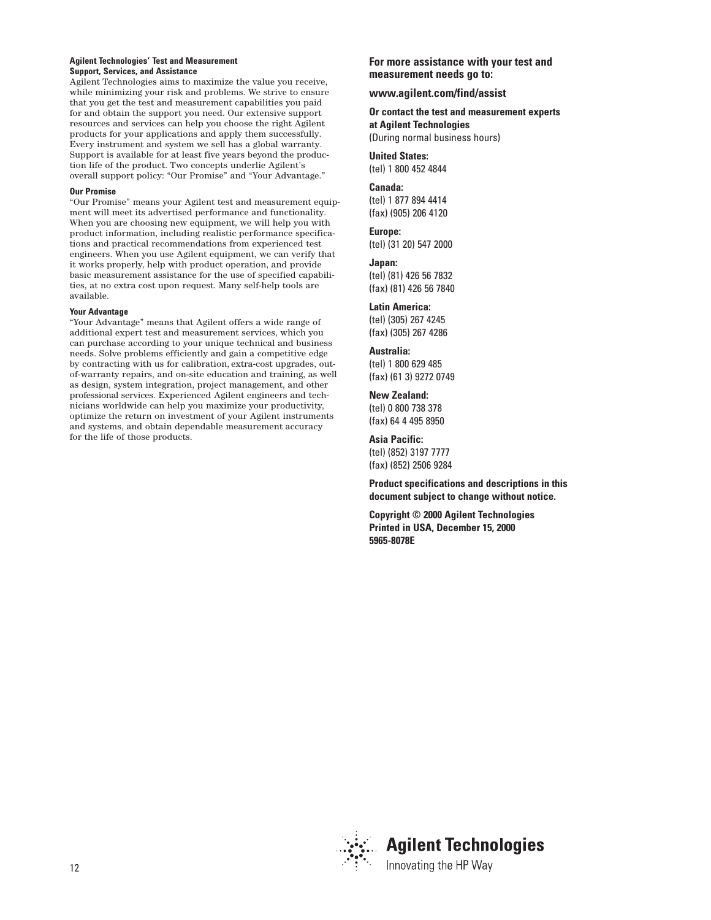### Agilent Technologies' Test and Measurement Support, Services, and Assistance

Agilent Technologies aims to maximize the value you receive, while minimizing your risk and problems. We strive to ensure that you get the test and measurement capabilities you paid for and obtain the support you need. Our extensive support resources and services can help you choose the right Agilent products for your applications and apply them successfully. Every instrument and system we sell has a global warranty. Support is available for at least five years beyond the production life of the product. Two concepts underlie Agilent's overall support policy: "Our Promise" and "Your Advantage."

#### Our Promise

"Our Promise" means your Agilent test and measurement equipment will meet its advertised performance and functionality. When you are choosing new equipment, we will help you with product information, including realistic performance specifications and practical recommendations from experienced test engineers. When you use Agilent equipment, we can verify that it works properly, help with product operation, and provide basic measurement assistance for the use of specified capabilities, at no extra cost upon request. Many self-help tools are available.

#### Your Advantage

"Your Advantage" means that Agilent offers a wide range of additional expert test and measurement services, which you can purchase according to your unique technical and business needs. Solve problems efficiently and gain a competitive edge by contracting with us for calibration, extra-cost upgrades, out-of-warranty repairs, and on-site education and training, as well as design, system integration, project management, and other professional services. Experienced Agilent engineers and technicians worldwide can help you maximize your productivity, optimize the return on investment of your Agilent instruments and systems, and obtain dependable measurement accuracy for the life of those products.

**For more assistance with your test and measurement needs go to:**

**www.agilent.com/find/assist**

**Or contact the test and measurement experts at Agilent Technologies**
(During normal business hours)

**United States:**
(tel) 1 800 452 4844

**Canada:**
(tel) 1 877 894 4414
(fax) (905) 206 4120

**Europe:**
(tel) (31 20) 547 2000

**Japan:**
(tel) (81) 426 56 7832
(fax) (81) 426 56 7840

**Latin America:**
(tel) (305) 267 4245
(fax) (305) 267 4286

**Australia:**
(tel) 1 800 629 485
(fax) (61 3) 9272 0749

**New Zealand:**
(tel) 0 800 738 378
(fax) 64 4 495 8950

**Asia Pacific:**
(tel) (852) 3197 7777
(fax) (852) 2506 9284

**Product specifications and descriptions in this document subject to change without notice.**

**Copyright © 2000 Agilent Technologies**
**Printed in USA, December 15, 2000**
**5965-8078E**

**Agilent Technologies**
Innovating the HP Way